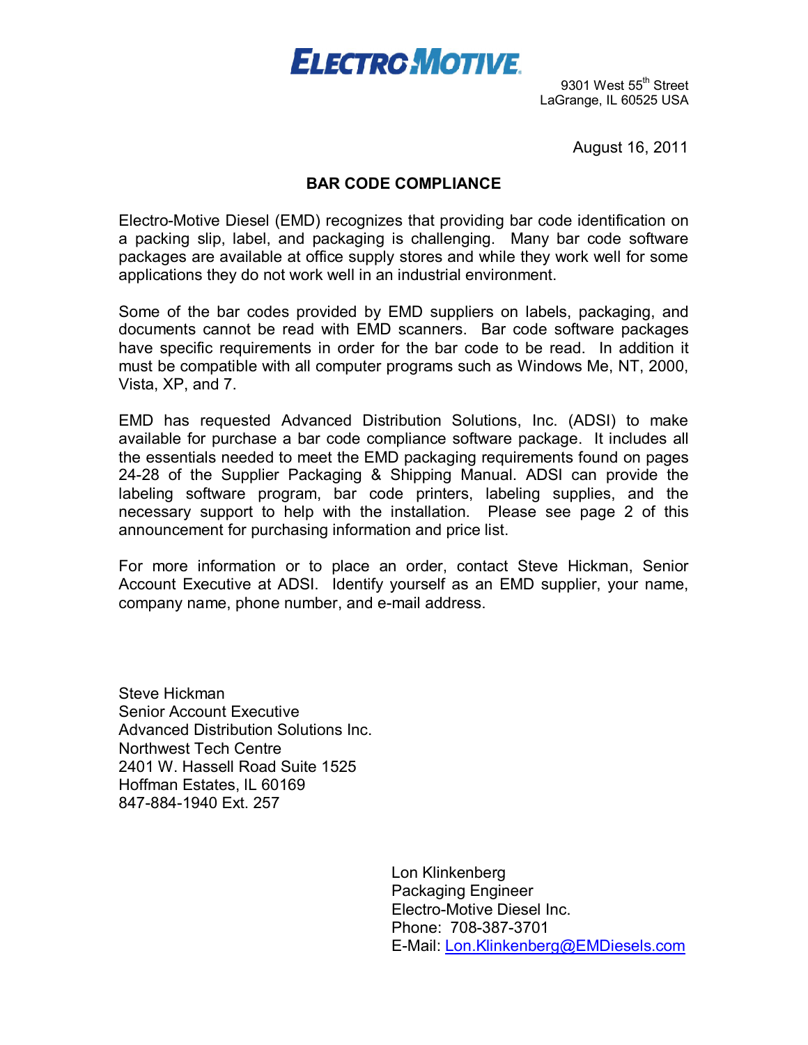**ELECTRO MOTIVE**

9301 West 55th Street
LaGrange, IL 60525 USA

August 16, 2011

## BAR CODE COMPLIANCE

Electro-Motive Diesel (EMD) recognizes that providing bar code identification on a packing slip, label, and packaging is challenging. Many bar code software packages are available at office supply stores and while they work well for some applications they do not work well in an industrial environment.

Some of the bar codes provided by EMD suppliers on labels, packaging, and documents cannot be read with EMD scanners. Bar code software packages have specific requirements in order for the bar code to be read. In addition it must be compatible with all computer programs such as Windows Me, NT, 2000, Vista, XP, and 7.

EMD has requested Advanced Distribution Solutions, Inc. (ADSI) to make available for purchase a bar code compliance software package. It includes all the essentials needed to meet the EMD packaging requirements found on pages 24-28 of the Supplier Packaging & Shipping Manual. ADSI can provide the labeling software program, bar code printers, labeling supplies, and the necessary support to help with the installation. Please see page 2 of this announcement for purchasing information and price list.

For more information or to place an order, contact Steve Hickman, Senior Account Executive at ADSI. Identify yourself as an EMD supplier, your name, company name, phone number, and e-mail address.

Steve Hickman
Senior Account Executive
Advanced Distribution Solutions Inc.
Northwest Tech Centre
2401 W. Hassell Road Suite 1525
Hoffman Estates, IL 60169
847-884-1940 Ext. 257

Lon Klinkenberg
Packaging Engineer
Electro-Motive Diesel Inc.
Phone: 708-387-3701
E-Mail: Lon.Klinkenberg@EMDiesels.com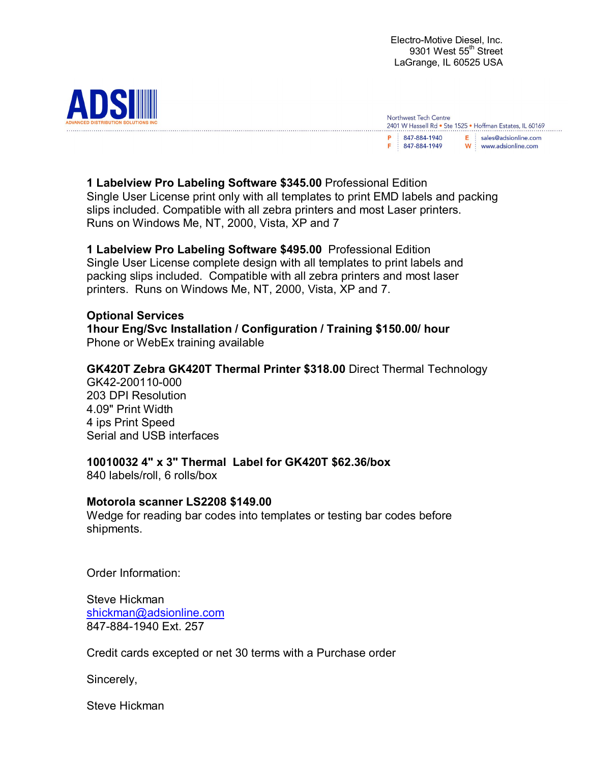Electro-Motive Diesel, Inc.
9301 West 55th Street
LaGrange, IL 60525 USA

ADSI
ADVANCED DISTRIBUTION SOLUTIONS INC

Northwest Tech Centre
2401 W Hassell Rd • Ste 1525 • Hoffman Estates, IL 60169

P 847-884-1940 E sales@adsionline.com
F 847-884-1949 W www.adsionline.com

**1 Labelview Pro Labeling Software $345.00** Professional Edition
Single User License print only with all templates to print EMD labels and packing slips included. Compatible with all zebra printers and most Laser printers.
Runs on Windows Me, NT, 2000, Vista, XP and 7

**1 Labelview Pro Labeling Software $495.00** Professional Edition
Single User License complete design with all templates to print labels and packing slips included. Compatible with all zebra printers and most laser printers. Runs on Windows Me, NT, 2000, Vista, XP and 7.

**Optional Services**
**1hour Eng/Svc Installation / Configuration / Training $150.00/ hour**
Phone or WebEx training available

**GK420T Zebra GK420T Thermal Printer $318.00** Direct Thermal Technology
GK42-200110-000
203 DPI Resolution
4.09" Print Width
4 ips Print Speed
Serial and USB interfaces

**10010032 4" x 3" Thermal Label for GK420T $62.36/box**
840 labels/roll, 6 rolls/box

**Motorola scanner LS2208 $149.00**
Wedge for reading bar codes into templates or testing bar codes before shipments.

Order Information:

Steve Hickman
shickman@adsionline.com
847-884-1940 Ext. 257

Credit cards excepted or net 30 terms with a Purchase order

Sincerely,

Steve Hickman